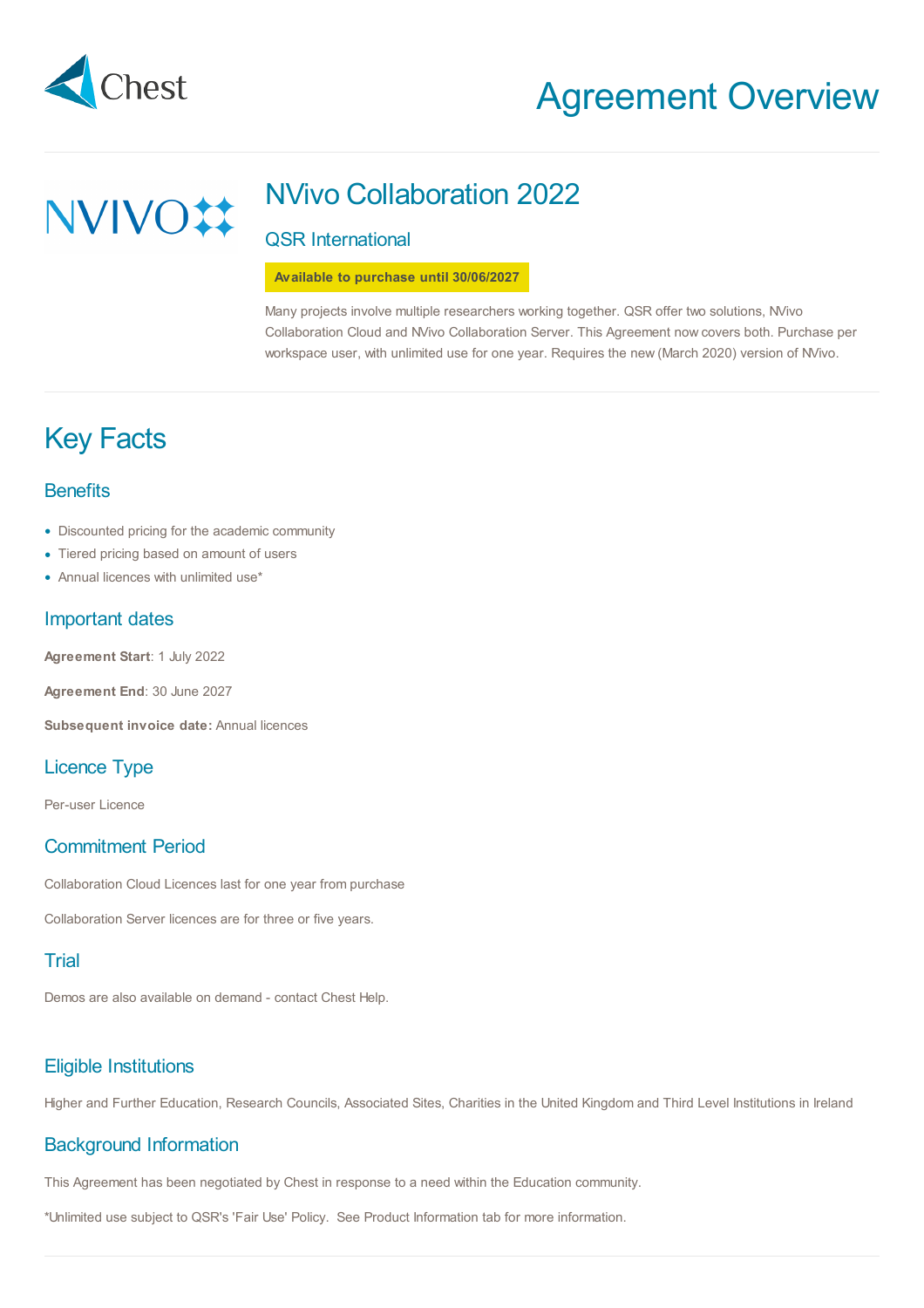Chest

# Agreement Overview

NVIVO

## NVivo Collaboration 2022

### QSR International

**Available to purchase until 30/06/2027**

Many projects involve multiple researchers working together. QSR offer two solutions, NVivo Collaboration Cloud and NVivo Collaboration Server. This Agreement now covers both. Purchase per workspace user, with unlimited use for one year. Requires the new (March 2020) version of NVivo.

# Key Facts

## Benefits

- Discounted pricing for the academic community
- Tiered pricing based on amount of users
- Annual licences with unlimited use*

## Important dates

**Agreement Start**: 1 July 2022

**Agreement End**: 30 June 2027

**Subsequent invoice date:** Annual licences

## Licence Type

Per-user Licence

## Commitment Period

Collaboration Cloud Licences last for one year from purchase

Collaboration Server licences are for three or five years.

## Trial

Demos are also available on demand - contact Chest Help.

## Eligible Institutions

Higher and Further Education, Research Councils, Associated Sites, Charities in the United Kingdom and Third Level Institutions in Ireland

## Background Information

This Agreement has been negotiated by Chest in response to a need within the Education community.

*Unlimited use subject to QSR's 'Fair Use' Policy. See Product Information tab for more information.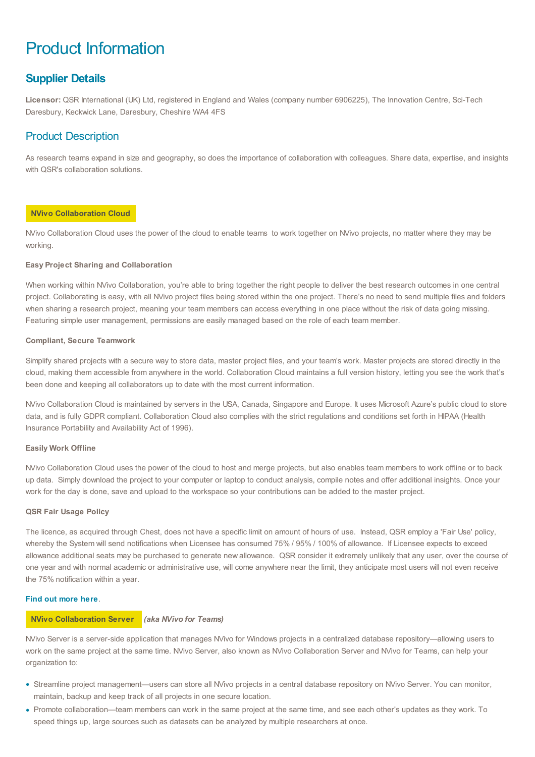# Product Information

## Supplier Details

**Licensor:** QSR International (UK) Ltd, registered in England and Wales (company number 6906225), The Innovation Centre, Sci-Tech Daresbury, Keckwick Lane, Daresbury, Cheshire WA4 4FS

## Product Description

As research teams expand in size and geography, so does the importance of collaboration with colleagues. Share data, expertise, and insights with QSR's collaboration solutions.

### NVivo Collaboration Cloud

NVivo Collaboration Cloud uses the power of the cloud to enable teams to work together on NVivo projects, no matter where they may be working.

**Easy Project Sharing and Collaboration**

When working within NVivo Collaboration, you're able to bring together the right people to deliver the best research outcomes in one central project. Collaborating is easy, with all NVivo project files being stored within the one project. There's no need to send multiple files and folders when sharing a research project, meaning your team members can access everything in one place without the risk of data going missing. Featuring simple user management, permissions are easily managed based on the role of each team member.

**Compliant, Secure Teamwork**

Simplify shared projects with a secure way to store data, master project files, and your team's work. Master projects are stored directly in the cloud, making them accessible from anywhere in the world. Collaboration Cloud maintains a full version history, letting you see the work that's been done and keeping all collaborators up to date with the most current information.

NVivo Collaboration Cloud is maintained by servers in the USA, Canada, Singapore and Europe. It uses Microsoft Azure's public cloud to store data, and is fully GDPR compliant. Collaboration Cloud also complies with the strict regulations and conditions set forth in HIPAA (Health Insurance Portability and Availability Act of 1996).

**Easily Work Offline**

NVivo Collaboration Cloud uses the power of the cloud to host and merge projects, but also enables team members to work offline or to back up data. Simply download the project to your computer or laptop to conduct analysis, compile notes and offer additional insights. Once your work for the day is done, save and upload to the workspace so your contributions can be added to the master project.

**QSR Fair Usage Policy**

The licence, as acquired through Chest, does not have a specific limit on amount of hours of use. Instead, QSR employ a 'Fair Use' policy, whereby the System will send notifications when Licensee has consumed 75% / 95% / 100% of allowance. If Licensee expects to exceed allowance additional seats may be purchased to generate new allowance. QSR consider it extremely unlikely that any user, over the course of one year and with normal academic or administrative use, will come anywhere near the limit, they anticipate most users will not even receive the 75% notification within a year.

**Find out more here**.

### NVivo Collaboration Server *(aka NVivo for Teams)*

NVivo Server is a server-side application that manages NVivo for Windows projects in a centralized database repository—allowing users to work on the same project at the same time. NVivo Server, also known as NVivo Collaboration Server and NVivo for Teams, can help your organization to:

- Streamline project management—users can store all NVivo projects in a central database repository on NVivo Server. You can monitor, maintain, backup and keep track of all projects in one secure location.
- Promote collaboration—team members can work in the same project at the same time, and see each other's updates as they work. To speed things up, large sources such as datasets can be analyzed by multiple researchers at once.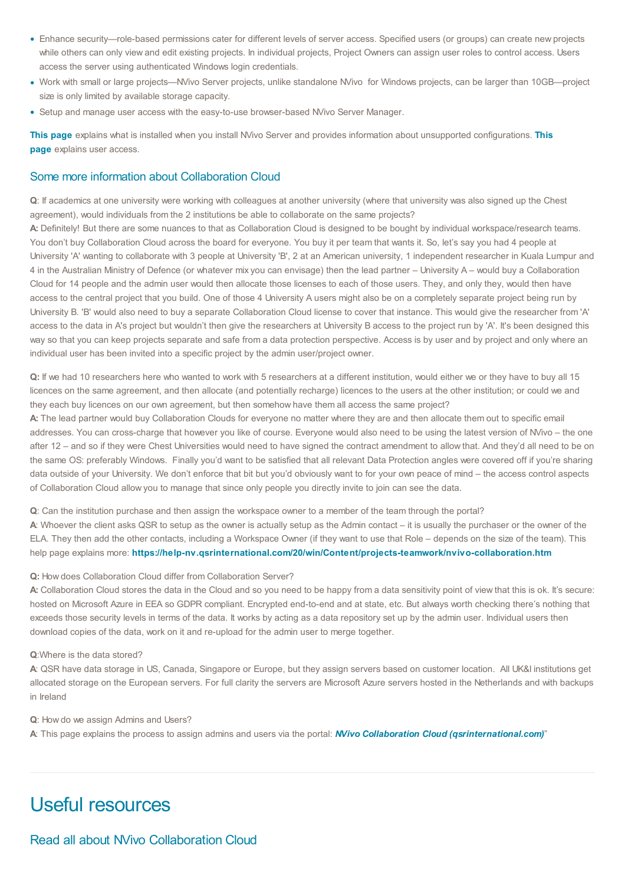- Enhance security—role-based permissions cater for different levels of server access. Specified users (or groups) can create new projects while others can only view and edit existing projects. In individual projects, Project Owners can assign user roles to control access. Users access the server using authenticated Windows login credentials.
- Work with small or large projects—NVivo Server projects, unlike standalone NVivo for Windows projects, can be larger than 10GB—project size is only limited by available storage capacity.
- Setup and manage user access with the easy-to-use browser-based NVivo Server Manager.

**This page** explains what is installed when you install NVivo Server and provides information about unsupported configurations. **This page** explains user access.

### Some more information about Collaboration Cloud

**Q**: If academics at one university were working with colleagues at another university (where that university was also signed up the Chest agreement), would individuals from the 2 institutions be able to collaborate on the same projects?
**A:** Definitely! But there are some nuances to that as Collaboration Cloud is designed to be bought by individual workspace/research teams. You don't buy Collaboration Cloud across the board for everyone. You buy it per team that wants it. So, let's say you had 4 people at University 'A' wanting to collaborate with 3 people at University 'B', 2 at an American university, 1 independent researcher in Kuala Lumpur and 4 in the Australian Ministry of Defence (or whatever mix you can envisage) then the lead partner – University A – would buy a Collaboration Cloud for 14 people and the admin user would then allocate those licenses to each of those users. They, and only they, would then have access to the central project that you build. One of those 4 University A users might also be on a completely separate project being run by University B. 'B' would also need to buy a separate Collaboration Cloud license to cover that instance. This would give the researcher from 'A' access to the data in A's project but wouldn't then give the researchers at University B access to the project run by 'A'. It's been designed this way so that you can keep projects separate and safe from a data protection perspective. Access is by user and by project and only where an individual user has been invited into a specific project by the admin user/project owner.

**Q:** If we had 10 researchers here who wanted to work with 5 researchers at a different institution, would either we or they have to buy all 15 licences on the same agreement, and then allocate (and potentially recharge) licences to the users at the other institution; or could we and they each buy licences on our own agreement, but then somehow have them all access the same project?
**A:** The lead partner would buy Collaboration Clouds for everyone no matter where they are and then allocate them out to specific email addresses. You can cross-charge that however you like of course. Everyone would also need to be using the latest version of NVivo – the one after 12 – and so if they were Chest Universities would need to have signed the contract amendment to allow that. And they'd all need to be on the same OS: preferably Windows. Finally you'd want to be satisfied that all relevant Data Protection angles were covered off if you're sharing data outside of your University. We don't enforce that bit but you'd obviously want to for your own peace of mind – the access control aspects of Collaboration Cloud allow you to manage that since only people you directly invite to join can see the data.

**Q**: Can the institution purchase and then assign the workspace owner to a member of the team through the portal?
**A**: Whoever the client asks QSR to setup as the owner is actually setup as the Admin contact – it is usually the purchaser or the owner of the ELA. They then add the other contacts, including a Workspace Owner (if they want to use that Role – depends on the size of the team). This help page explains more: **https://help-nv.qsrinternational.com/20/win/Content/projects-teamwork/nvivo-collaboration.htm**

**Q:** How does Collaboration Cloud differ from Collaboration Server?
**A:** Collaboration Cloud stores the data in the Cloud and so you need to be happy from a data sensitivity point of view that this is ok. It's secure: hosted on Microsoft Azure in EEA so GDPR compliant. Encrypted end-to-end and at state, etc. But always worth checking there's nothing that exceeds those security levels in terms of the data. It works by acting as a data repository set up by the admin user. Individual users then download copies of the data, work on it and re-upload for the admin user to merge together.

**Q**:Where is the data stored?
**A**: QSR have data storage in US, Canada, Singapore or Europe, but they assign servers based on customer location. All UK&I institutions get allocated storage on the European servers. For full clarity the servers are Microsoft Azure servers hosted in the Netherlands and with backups in Ireland

**Q**: How do we assign Admins and Users?
**A**: This page explains the process to assign admins and users via the portal: ***NVivo Collaboration Cloud (qsrinternational.com)***"

---

# Useful resources

### Read all about NVivo Collaboration Cloud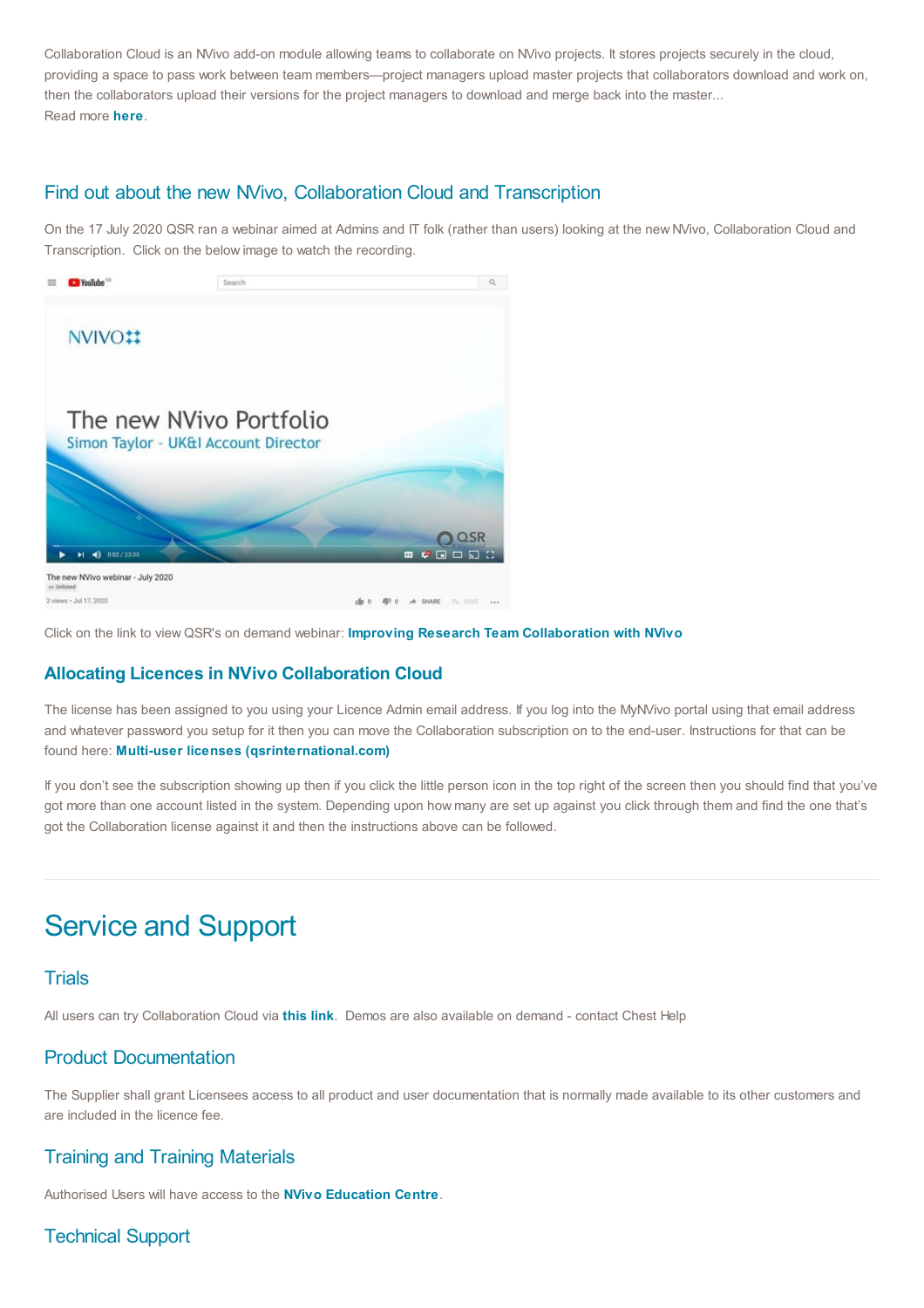Collaboration Cloud is an NVivo add-on module allowing teams to collaborate on NVivo projects. It stores projects securely in the cloud, providing a space to pass work between team members—project managers upload master projects that collaborators download and work on, then the collaborators upload their versions for the project managers to download and merge back into the master...
Read more **here**.

## Find out about the new NVivo, Collaboration Cloud and Transcription

On the 17 July 2020 QSR ran a webinar aimed at Admins and IT folk (rather than users) looking at the new NVivo, Collaboration Cloud and Transcription. Click on the below image to watch the recording.

Click on the link to view QSR's on demand webinar: **Improving Research Team Collaboration with NVivo**

### Allocating Licences in NVivo Collaboration Cloud

The license has been assigned to you using your Licence Admin email address. If you log into the MyNVivo portal using that email address and whatever password you setup for it then you can move the Collaboration subscription on to the end-user. Instructions for that can be found here: **Multi-user licenses (qsrinternational.com)**

If you don't see the subscription showing up then if you click the little person icon in the top right of the screen then you should find that you've got more than one account listed in the system. Depending upon how many are set up against you click through them and find the one that's got the Collaboration license against it and then the instructions above can be followed.

# Service and Support

## Trials

All users can try Collaboration Cloud via **this link**. Demos are also available on demand - contact Chest Help

## Product Documentation

The Supplier shall grant Licensees access to all product and user documentation that is normally made available to its other customers and are included in the licence fee.

## Training and Training Materials

Authorised Users will have access to the **NVivo Education Centre**.

## Technical Support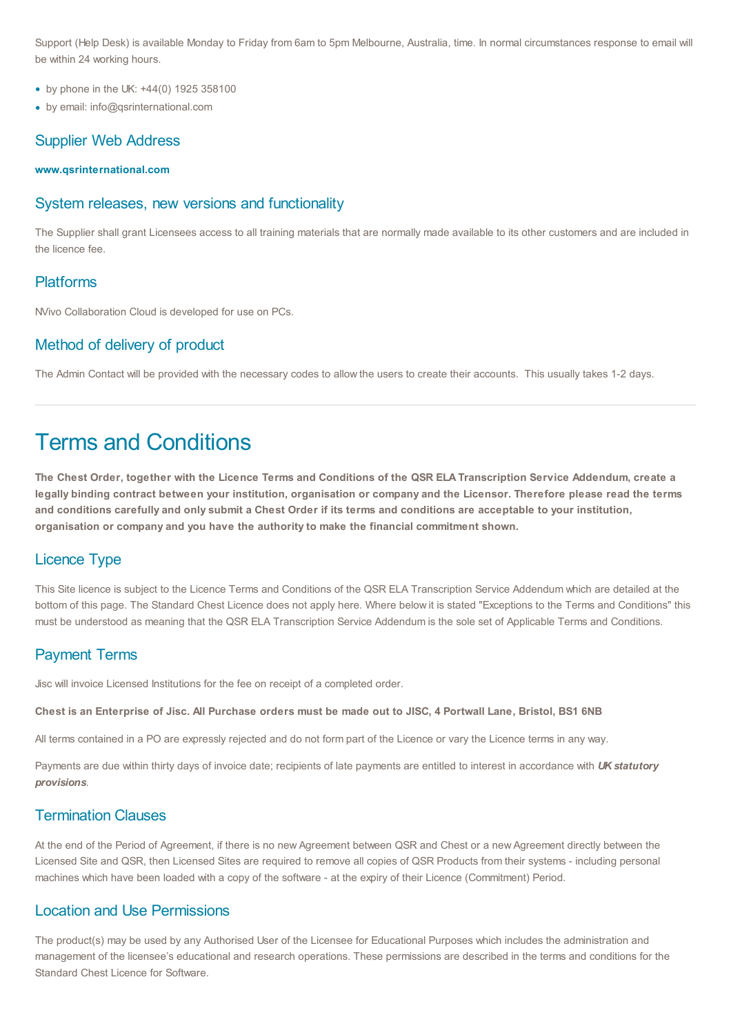Support (Help Desk) is available Monday to Friday from 6am to 5pm Melbourne, Australia, time. In normal circumstances response to email will be within 24 working hours.

- by phone in the UK: +44(0) 1925 358100
- by email: info@qsrinternational.com

## Supplier Web Address

**www.qsrinternational.com**

## System releases, new versions and functionality

The Supplier shall grant Licensees access to all training materials that are normally made available to its other customers and are included in the licence fee.

## Platforms

NVivo Collaboration Cloud is developed for use on PCs.

## Method of delivery of product

The Admin Contact will be provided with the necessary codes to allow the users to create their accounts. This usually takes 1-2 days.

---

# Terms and Conditions

**The Chest Order, together with the Licence Terms and Conditions of the QSR ELA Transcription Service Addendum, create a legally binding contract between your institution, organisation or company and the Licensor. Therefore please read the terms and conditions carefully and only submit a Chest Order if its terms and conditions are acceptable to your institution, organisation or company and you have the authority to make the financial commitment shown.**

## Licence Type

This Site licence is subject to the Licence Terms and Conditions of the QSR ELA Transcription Service Addendum which are detailed at the bottom of this page. The Standard Chest Licence does not apply here. Where below it is stated "Exceptions to the Terms and Conditions" this must be understood as meaning that the QSR ELA Transcription Service Addendum is the sole set of Applicable Terms and Conditions.

## Payment Terms

Jisc will invoice Licensed Institutions for the fee on receipt of a completed order.

**Chest is an Enterprise of Jisc. All Purchase orders must be made out to JISC, 4 Portwall Lane, Bristol, BS1 6NB**

All terms contained in a PO are expressly rejected and do not form part of the Licence or vary the Licence terms in any way.

Payments are due within thirty days of invoice date; recipients of late payments are entitled to interest in accordance with ***UK statutory provisions***.

## Termination Clauses

At the end of the Period of Agreement, if there is no new Agreement between QSR and Chest or a new Agreement directly between the Licensed Site and QSR, then Licensed Sites are required to remove all copies of QSR Products from their systems - including personal machines which have been loaded with a copy of the software - at the expiry of their Licence (Commitment) Period.

## Location and Use Permissions

The product(s) may be used by any Authorised User of the Licensee for Educational Purposes which includes the administration and management of the licensee's educational and research operations. These permissions are described in the terms and conditions for the Standard Chest Licence for Software.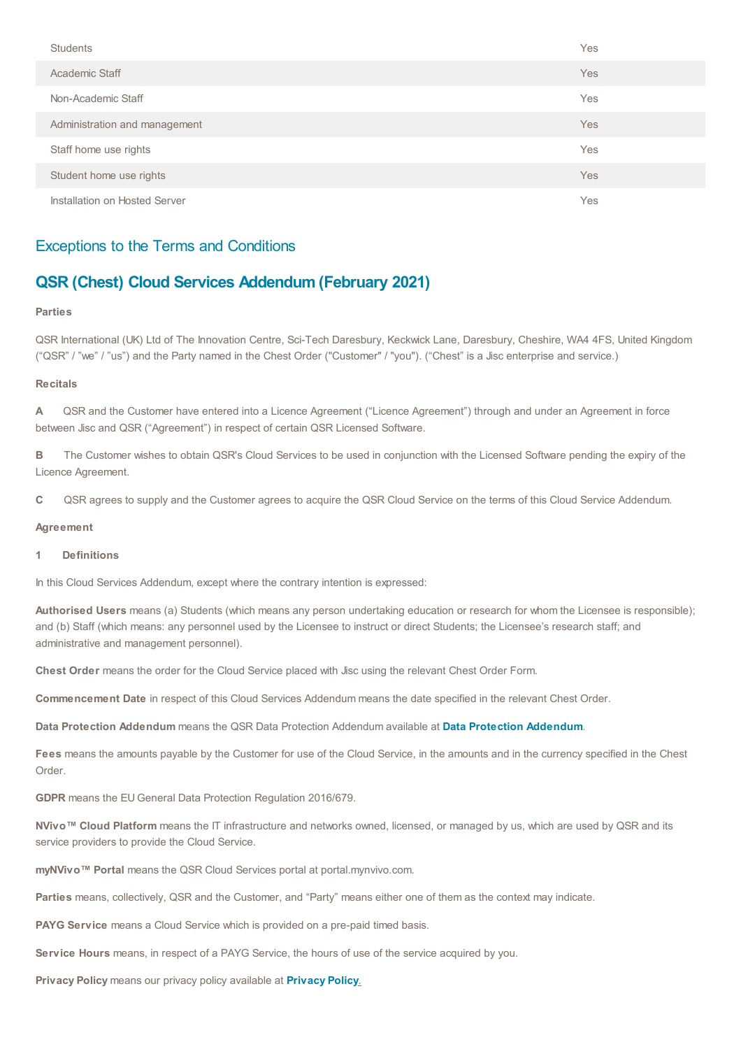| | |
|---|---|
| Students | Yes |
| Academic Staff | Yes |
| Non-Academic Staff | Yes |
| Administration and management | Yes |
| Staff home use rights | Yes |
| Student home use rights | Yes |
| Installation on Hosted Server | Yes |

## Exceptions to the Terms and Conditions

## QSR (Chest) Cloud Services Addendum (February 2021)

**Parties**

QSR International (UK) Ltd of The Innovation Centre, Sci-Tech Daresbury, Keckwick Lane, Daresbury, Cheshire, WA4 4FS, United Kingdom ("QSR" / "we" / "us") and the Party named in the Chest Order ("Customer" / "you"). ("Chest" is a Jisc enterprise and service.)

**Recitals**

**A** QSR and the Customer have entered into a Licence Agreement ("Licence Agreement") through and under an Agreement in force between Jisc and QSR ("Agreement") in respect of certain QSR Licensed Software.

**B** The Customer wishes to obtain QSR's Cloud Services to be used in conjunction with the Licensed Software pending the expiry of the Licence Agreement.

**C** QSR agrees to supply and the Customer agrees to acquire the QSR Cloud Service on the terms of this Cloud Service Addendum.

**Agreement**

**1 Definitions**

In this Cloud Services Addendum, except where the contrary intention is expressed:

**Authorised Users** means (a) Students (which means any person undertaking education or research for whom the Licensee is responsible); and (b) Staff (which means: any personnel used by the Licensee to instruct or direct Students; the Licensee's research staff; and administrative and management personnel).

**Chest Order** means the order for the Cloud Service placed with Jisc using the relevant Chest Order Form.

**Commencement Date** in respect of this Cloud Services Addendum means the date specified in the relevant Chest Order.

**Data Protection Addendum** means the QSR Data Protection Addendum available at **Data Protection Addendum**.

**Fees** means the amounts payable by the Customer for use of the Cloud Service, in the amounts and in the currency specified in the Chest Order.

**GDPR** means the EU General Data Protection Regulation 2016/679.

**NVivo™ Cloud Platform** means the IT infrastructure and networks owned, licensed, or managed by us, which are used by QSR and its service providers to provide the Cloud Service.

**myNVivo™ Portal** means the QSR Cloud Services portal at portal.mynvivo.com.

**Parties** means, collectively, QSR and the Customer, and "Party" means either one of them as the context may indicate.

**PAYG Service** means a Cloud Service which is provided on a pre-paid timed basis.

**Service Hours** means, in respect of a PAYG Service, the hours of use of the service acquired by you.

**Privacy Policy** means our privacy policy available at **Privacy Policy**.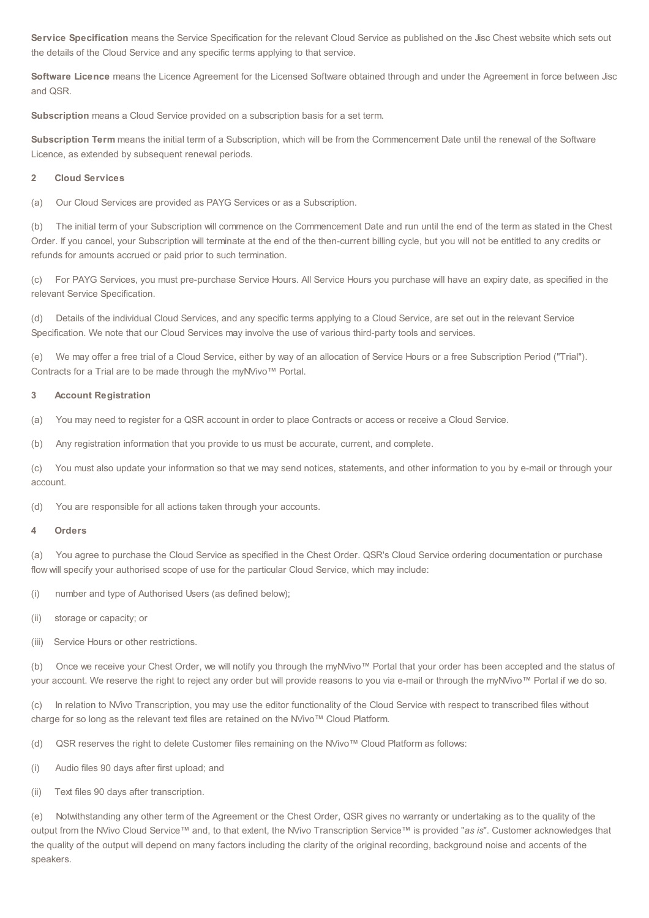**Service Specification** means the Service Specification for the relevant Cloud Service as published on the Jisc Chest website which sets out the details of the Cloud Service and any specific terms applying to that service.

**Software Licence** means the Licence Agreement for the Licensed Software obtained through and under the Agreement in force between Jisc and QSR.

**Subscription** means a Cloud Service provided on a subscription basis for a set term.

**Subscription Term** means the initial term of a Subscription, which will be from the Commencement Date until the renewal of the Software Licence, as extended by subsequent renewal periods.

## 2 Cloud Services

(a) Our Cloud Services are provided as PAYG Services or as a Subscription.

(b) The initial term of your Subscription will commence on the Commencement Date and run until the end of the term as stated in the Chest Order. If you cancel, your Subscription will terminate at the end of the then-current billing cycle, but you will not be entitled to any credits or refunds for amounts accrued or paid prior to such termination.

(c) For PAYG Services, you must pre-purchase Service Hours. All Service Hours you purchase will have an expiry date, as specified in the relevant Service Specification.

(d) Details of the individual Cloud Services, and any specific terms applying to a Cloud Service, are set out in the relevant Service Specification. We note that our Cloud Services may involve the use of various third-party tools and services.

(e) We may offer a free trial of a Cloud Service, either by way of an allocation of Service Hours or a free Subscription Period ("Trial"). Contracts for a Trial are to be made through the myNVivo™ Portal.

## 3 Account Registration

(a) You may need to register for a QSR account in order to place Contracts or access or receive a Cloud Service.

(b) Any registration information that you provide to us must be accurate, current, and complete.

(c) You must also update your information so that we may send notices, statements, and other information to you by e-mail or through your account.

(d) You are responsible for all actions taken through your accounts.

## 4 Orders

(a) You agree to purchase the Cloud Service as specified in the Chest Order. QSR's Cloud Service ordering documentation or purchase flow will specify your authorised scope of use for the particular Cloud Service, which may include:

(i) number and type of Authorised Users (as defined below);

(ii) storage or capacity; or

(iii) Service Hours or other restrictions.

(b) Once we receive your Chest Order, we will notify you through the myNVivo™ Portal that your order has been accepted and the status of your account. We reserve the right to reject any order but will provide reasons to you via e-mail or through the myNVivo™ Portal if we do so.

(c) In relation to NVivo Transcription, you may use the editor functionality of the Cloud Service with respect to transcribed files without charge for so long as the relevant text files are retained on the NVivo™ Cloud Platform.

(d) QSR reserves the right to delete Customer files remaining on the NVivo™ Cloud Platform as follows:

(i) Audio files 90 days after first upload; and

(ii) Text files 90 days after transcription.

(e) Notwithstanding any other term of the Agreement or the Chest Order, QSR gives no warranty or undertaking as to the quality of the output from the NVivo Cloud Service™ and, to that extent, the NVivo Transcription Service™ is provided "*as is*". Customer acknowledges that the quality of the output will depend on many factors including the clarity of the original recording, background noise and accents of the speakers.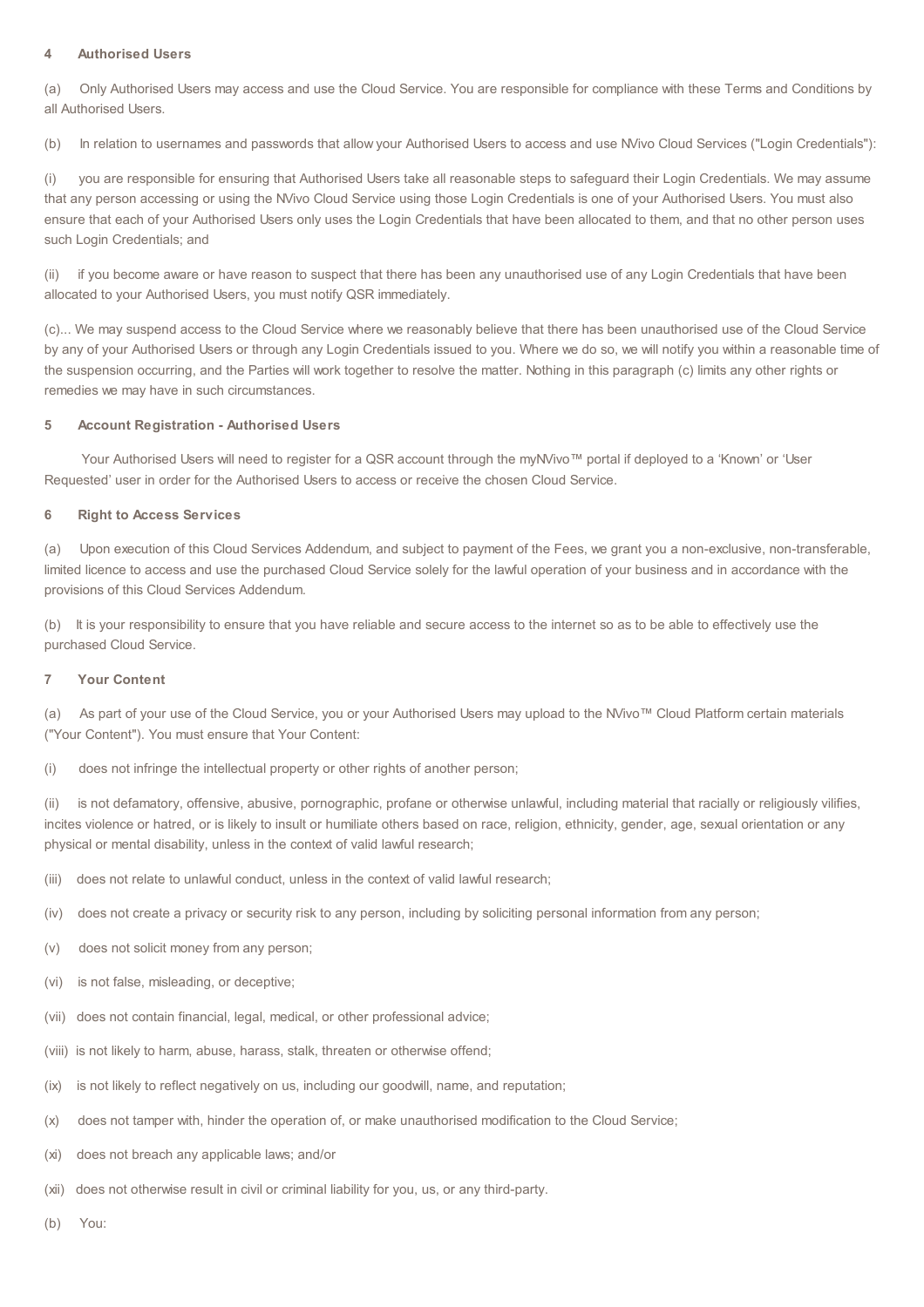**4 Authorised Users**

(a) Only Authorised Users may access and use the Cloud Service. You are responsible for compliance with these Terms and Conditions by all Authorised Users.

(b) In relation to usernames and passwords that allow your Authorised Users to access and use NVivo Cloud Services ("Login Credentials"):

(i) you are responsible for ensuring that Authorised Users take all reasonable steps to safeguard their Login Credentials. We may assume that any person accessing or using the NVivo Cloud Service using those Login Credentials is one of your Authorised Users. You must also ensure that each of your Authorised Users only uses the Login Credentials that have been allocated to them, and that no other person uses such Login Credentials; and

(ii) if you become aware or have reason to suspect that there has been any unauthorised use of any Login Credentials that have been allocated to your Authorised Users, you must notify QSR immediately.

(c)... We may suspend access to the Cloud Service where we reasonably believe that there has been unauthorised use of the Cloud Service by any of your Authorised Users or through any Login Credentials issued to you. Where we do so, we will notify you within a reasonable time of the suspension occurring, and the Parties will work together to resolve the matter. Nothing in this paragraph (c) limits any other rights or remedies we may have in such circumstances.

**5 Account Registration - Authorised Users**

Your Authorised Users will need to register for a QSR account through the myNVivo™ portal if deployed to a 'Known' or 'User Requested' user in order for the Authorised Users to access or receive the chosen Cloud Service.

**6 Right to Access Services**

(a) Upon execution of this Cloud Services Addendum, and subject to payment of the Fees, we grant you a non-exclusive, non-transferable, limited licence to access and use the purchased Cloud Service solely for the lawful operation of your business and in accordance with the provisions of this Cloud Services Addendum.

(b) It is your responsibility to ensure that you have reliable and secure access to the internet so as to be able to effectively use the purchased Cloud Service.

**7 Your Content**

(a) As part of your use of the Cloud Service, you or your Authorised Users may upload to the NVivo™ Cloud Platform certain materials ("Your Content"). You must ensure that Your Content:

(i) does not infringe the intellectual property or other rights of another person;

(ii) is not defamatory, offensive, abusive, pornographic, profane or otherwise unlawful, including material that racially or religiously vilifies, incites violence or hatred, or is likely to insult or humiliate others based on race, religion, ethnicity, gender, age, sexual orientation or any physical or mental disability, unless in the context of valid lawful research;

(iii) does not relate to unlawful conduct, unless in the context of valid lawful research;

(iv) does not create a privacy or security risk to any person, including by soliciting personal information from any person;

(v) does not solicit money from any person;

(vi) is not false, misleading, or deceptive;

(vii) does not contain financial, legal, medical, or other professional advice;

(viii) is not likely to harm, abuse, harass, stalk, threaten or otherwise offend;

(ix) is not likely to reflect negatively on us, including our goodwill, name, and reputation;

(x) does not tamper with, hinder the operation of, or make unauthorised modification to the Cloud Service;

(xi) does not breach any applicable laws; and/or

(xii) does not otherwise result in civil or criminal liability for you, us, or any third-party.

(b) You: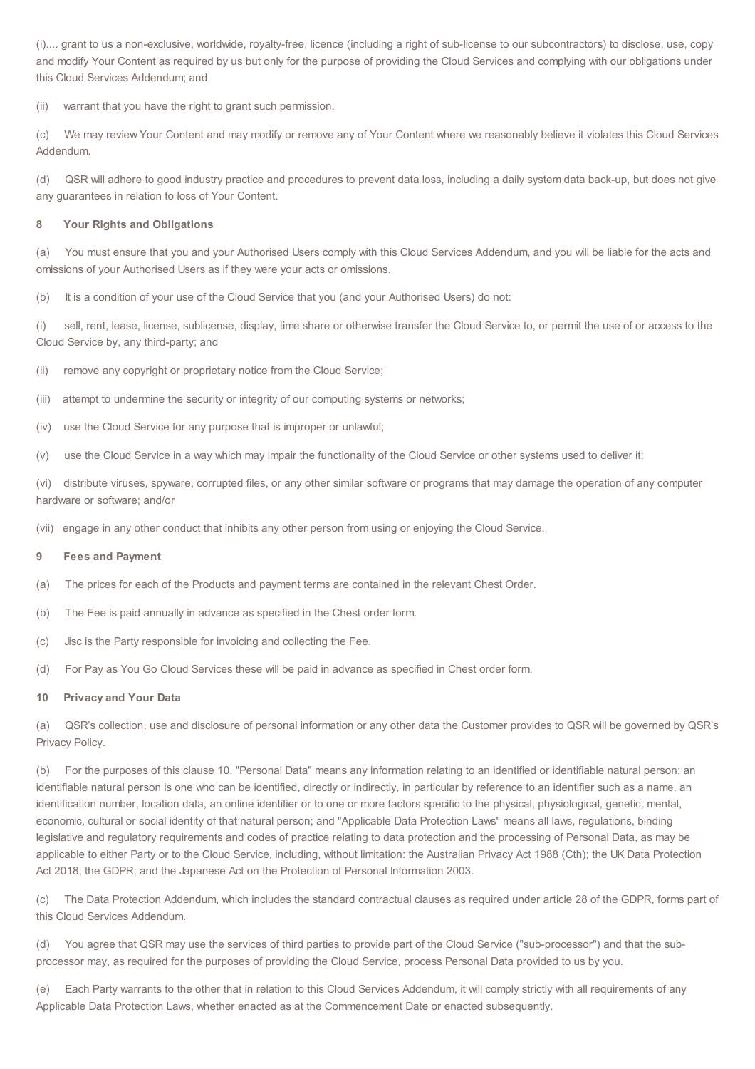(i).... grant to us a non-exclusive, worldwide, royalty-free, licence (including a right of sub-license to our subcontractors) to disclose, use, copy and modify Your Content as required by us but only for the purpose of providing the Cloud Services and complying with our obligations under this Cloud Services Addendum; and

(ii) warrant that you have the right to grant such permission.

(c) We may review Your Content and may modify or remove any of Your Content where we reasonably believe it violates this Cloud Services Addendum.

(d) QSR will adhere to good industry practice and procedures to prevent data loss, including a daily system data back-up, but does not give any guarantees in relation to loss of Your Content.

**8 Your Rights and Obligations**

(a) You must ensure that you and your Authorised Users comply with this Cloud Services Addendum, and you will be liable for the acts and omissions of your Authorised Users as if they were your acts or omissions.

(b) It is a condition of your use of the Cloud Service that you (and your Authorised Users) do not:

(i) sell, rent, lease, license, sublicense, display, time share or otherwise transfer the Cloud Service to, or permit the use of or access to the Cloud Service by, any third-party; and

(ii) remove any copyright or proprietary notice from the Cloud Service;

(iii) attempt to undermine the security or integrity of our computing systems or networks;

(iv) use the Cloud Service for any purpose that is improper or unlawful;

(v) use the Cloud Service in a way which may impair the functionality of the Cloud Service or other systems used to deliver it;

(vi) distribute viruses, spyware, corrupted files, or any other similar software or programs that may damage the operation of any computer hardware or software; and/or

(vii) engage in any other conduct that inhibits any other person from using or enjoying the Cloud Service.

**9 Fees and Payment**

(a) The prices for each of the Products and payment terms are contained in the relevant Chest Order.

(b) The Fee is paid annually in advance as specified in the Chest order form.

(c) Jisc is the Party responsible for invoicing and collecting the Fee.

(d) For Pay as You Go Cloud Services these will be paid in advance as specified in Chest order form.

**10 Privacy and Your Data**

(a) QSR's collection, use and disclosure of personal information or any other data the Customer provides to QSR will be governed by QSR's Privacy Policy.

(b) For the purposes of this clause 10, "Personal Data" means any information relating to an identified or identifiable natural person; an identifiable natural person is one who can be identified, directly or indirectly, in particular by reference to an identifier such as a name, an identification number, location data, an online identifier or to one or more factors specific to the physical, physiological, genetic, mental, economic, cultural or social identity of that natural person; and "Applicable Data Protection Laws" means all laws, regulations, binding legislative and regulatory requirements and codes of practice relating to data protection and the processing of Personal Data, as may be applicable to either Party or to the Cloud Service, including, without limitation: the Australian Privacy Act 1988 (Cth); the UK Data Protection Act 2018; the GDPR; and the Japanese Act on the Protection of Personal Information 2003.

(c) The Data Protection Addendum, which includes the standard contractual clauses as required under article 28 of the GDPR, forms part of this Cloud Services Addendum.

(d) You agree that QSR may use the services of third parties to provide part of the Cloud Service ("sub-processor") and that the sub-processor may, as required for the purposes of providing the Cloud Service, process Personal Data provided to us by you.

(e) Each Party warrants to the other that in relation to this Cloud Services Addendum, it will comply strictly with all requirements of any Applicable Data Protection Laws, whether enacted as at the Commencement Date or enacted subsequently.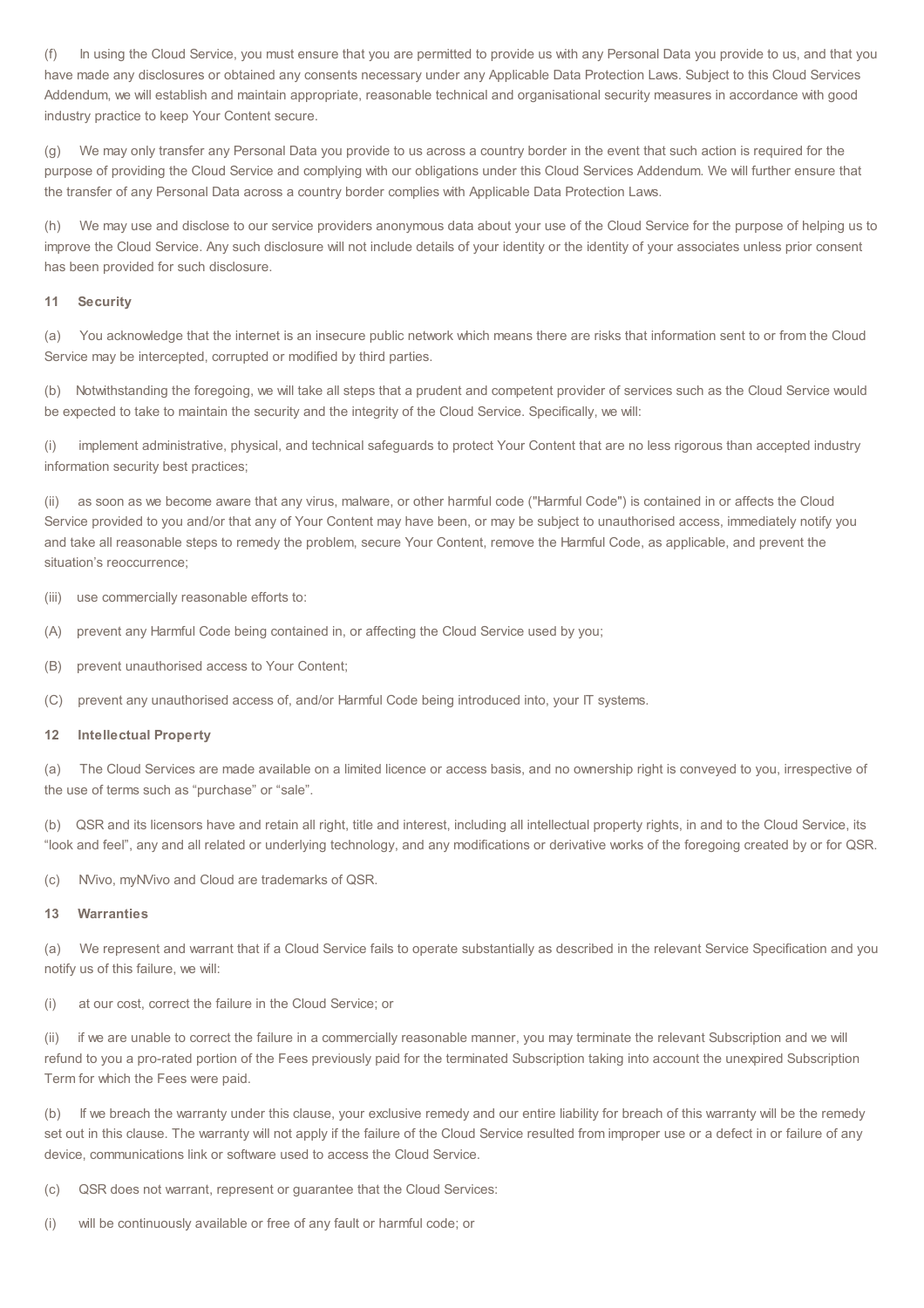(f) In using the Cloud Service, you must ensure that you are permitted to provide us with any Personal Data you provide to us, and that you have made any disclosures or obtained any consents necessary under any Applicable Data Protection Laws. Subject to this Cloud Services Addendum, we will establish and maintain appropriate, reasonable technical and organisational security measures in accordance with good industry practice to keep Your Content secure.

(g) We may only transfer any Personal Data you provide to us across a country border in the event that such action is required for the purpose of providing the Cloud Service and complying with our obligations under this Cloud Services Addendum. We will further ensure that the transfer of any Personal Data across a country border complies with Applicable Data Protection Laws.

(h) We may use and disclose to our service providers anonymous data about your use of the Cloud Service for the purpose of helping us to improve the Cloud Service. Any such disclosure will not include details of your identity or the identity of your associates unless prior consent has been provided for such disclosure.

**11 Security**

(a) You acknowledge that the internet is an insecure public network which means there are risks that information sent to or from the Cloud Service may be intercepted, corrupted or modified by third parties.

(b) Notwithstanding the foregoing, we will take all steps that a prudent and competent provider of services such as the Cloud Service would be expected to take to maintain the security and the integrity of the Cloud Service. Specifically, we will:

(i) implement administrative, physical, and technical safeguards to protect Your Content that are no less rigorous than accepted industry information security best practices;

(ii) as soon as we become aware that any virus, malware, or other harmful code ("Harmful Code") is contained in or affects the Cloud Service provided to you and/or that any of Your Content may have been, or may be subject to unauthorised access, immediately notify you and take all reasonable steps to remedy the problem, secure Your Content, remove the Harmful Code, as applicable, and prevent the situation's reoccurrence;

(iii) use commercially reasonable efforts to:

(A) prevent any Harmful Code being contained in, or affecting the Cloud Service used by you;

(B) prevent unauthorised access to Your Content;

(C) prevent any unauthorised access of, and/or Harmful Code being introduced into, your IT systems.

**12 Intellectual Property**

(a) The Cloud Services are made available on a limited licence or access basis, and no ownership right is conveyed to you, irrespective of the use of terms such as "purchase" or "sale".

(b) QSR and its licensors have and retain all right, title and interest, including all intellectual property rights, in and to the Cloud Service, its "look and feel", any and all related or underlying technology, and any modifications or derivative works of the foregoing created by or for QSR.

(c) NVivo, myNVivo and Cloud are trademarks of QSR.

**13 Warranties**

(a) We represent and warrant that if a Cloud Service fails to operate substantially as described in the relevant Service Specification and you notify us of this failure, we will:

(i) at our cost, correct the failure in the Cloud Service; or

(ii) if we are unable to correct the failure in a commercially reasonable manner, you may terminate the relevant Subscription and we will refund to you a pro-rated portion of the Fees previously paid for the terminated Subscription taking into account the unexpired Subscription Term for which the Fees were paid.

(b) If we breach the warranty under this clause, your exclusive remedy and our entire liability for breach of this warranty will be the remedy set out in this clause. The warranty will not apply if the failure of the Cloud Service resulted from improper use or a defect in or failure of any device, communications link or software used to access the Cloud Service.

(c) QSR does not warrant, represent or guarantee that the Cloud Services:

(i) will be continuously available or free of any fault or harmful code; or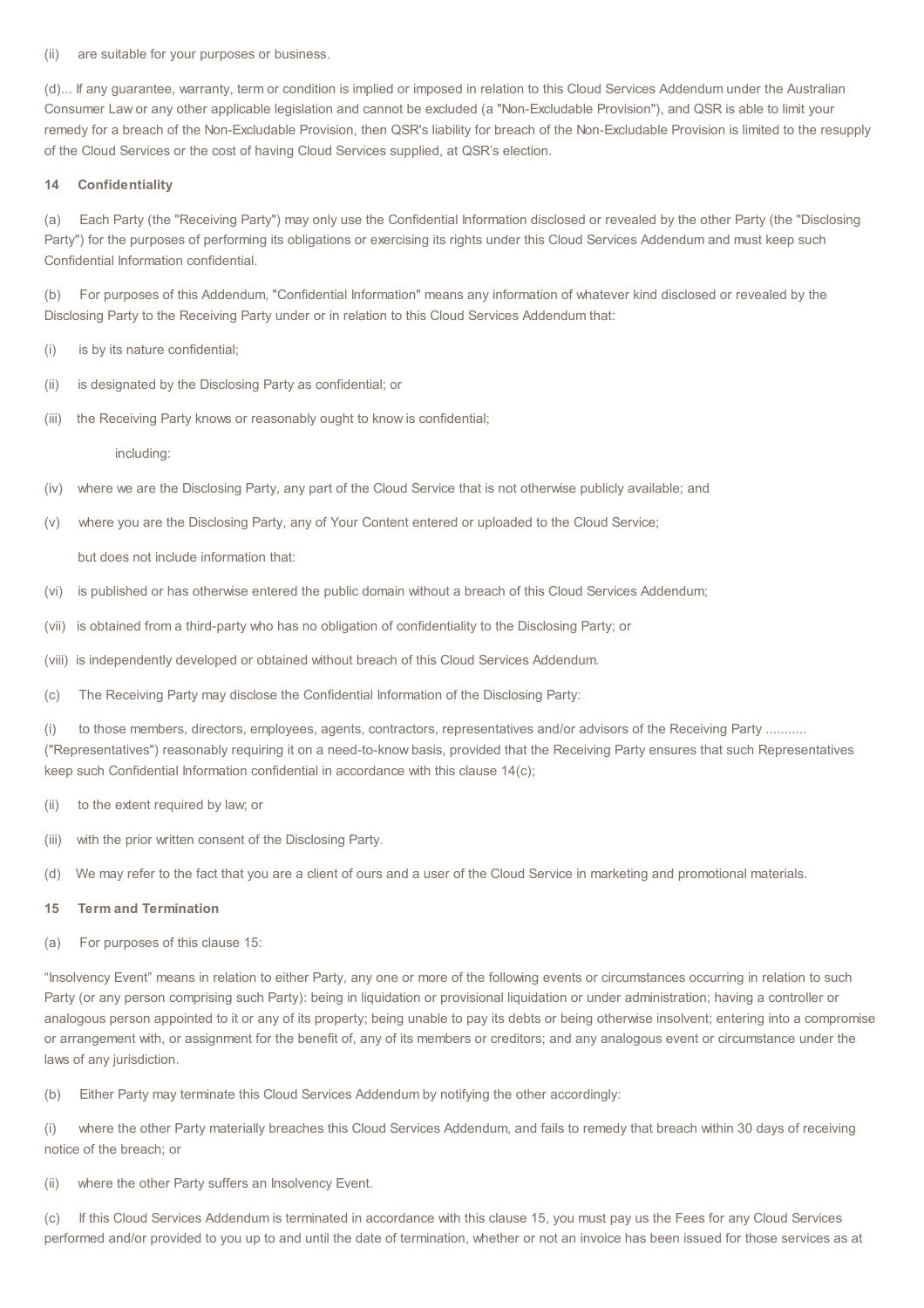(ii) are suitable for your purposes or business.

(d)... If any guarantee, warranty, term or condition is implied or imposed in relation to this Cloud Services Addendum under the Australian Consumer Law or any other applicable legislation and cannot be excluded (a "Non-Excludable Provision"), and QSR is able to limit your remedy for a breach of the Non-Excludable Provision, then QSR's liability for breach of the Non-Excludable Provision is limited to the resupply of the Cloud Services or the cost of having Cloud Services supplied, at QSR's election.

**14 Confidentiality**

(a) Each Party (the "Receiving Party") may only use the Confidential Information disclosed or revealed by the other Party (the "Disclosing Party") for the purposes of performing its obligations or exercising its rights under this Cloud Services Addendum and must keep such Confidential Information confidential.

(b) For purposes of this Addendum, "Confidential Information" means any information of whatever kind disclosed or revealed by the Disclosing Party to the Receiving Party under or in relation to this Cloud Services Addendum that:

(i) is by its nature confidential;

(ii) is designated by the Disclosing Party as confidential; or

(iii) the Receiving Party knows or reasonably ought to know is confidential;

including:

(iv) where we are the Disclosing Party, any part of the Cloud Service that is not otherwise publicly available; and

(v) where you are the Disclosing Party, any of Your Content entered or uploaded to the Cloud Service;

but does not include information that:

(vi) is published or has otherwise entered the public domain without a breach of this Cloud Services Addendum;

(vii) is obtained from a third-party who has no obligation of confidentiality to the Disclosing Party; or

(viii) is independently developed or obtained without breach of this Cloud Services Addendum.

(c) The Receiving Party may disclose the Confidential Information of the Disclosing Party:

(i) to those members, directors, employees, agents, contractors, representatives and/or advisors of the Receiving Party ........... ("Representatives") reasonably requiring it on a need-to-know basis, provided that the Receiving Party ensures that such Representatives keep such Confidential Information confidential in accordance with this clause 14(c);

(ii) to the extent required by law; or

(iii) with the prior written consent of the Disclosing Party.

(d) We may refer to the fact that you are a client of ours and a user of the Cloud Service in marketing and promotional materials.

**15 Term and Termination**

(a) For purposes of this clause 15:

"Insolvency Event" means in relation to either Party, any one or more of the following events or circumstances occurring in relation to such Party (or any person comprising such Party): being in liquidation or provisional liquidation or under administration; having a controller or analogous person appointed to it or any of its property; being unable to pay its debts or being otherwise insolvent; entering into a compromise or arrangement with, or assignment for the benefit of, any of its members or creditors; and any analogous event or circumstance under the laws of any jurisdiction.

(b) Either Party may terminate this Cloud Services Addendum by notifying the other accordingly:

(i) where the other Party materially breaches this Cloud Services Addendum, and fails to remedy that breach within 30 days of receiving notice of the breach; or

(ii) where the other Party suffers an Insolvency Event.

(c) If this Cloud Services Addendum is terminated in accordance with this clause 15, you must pay us the Fees for any Cloud Services performed and/or provided to you up to and until the date of termination, whether or not an invoice has been issued for those services as at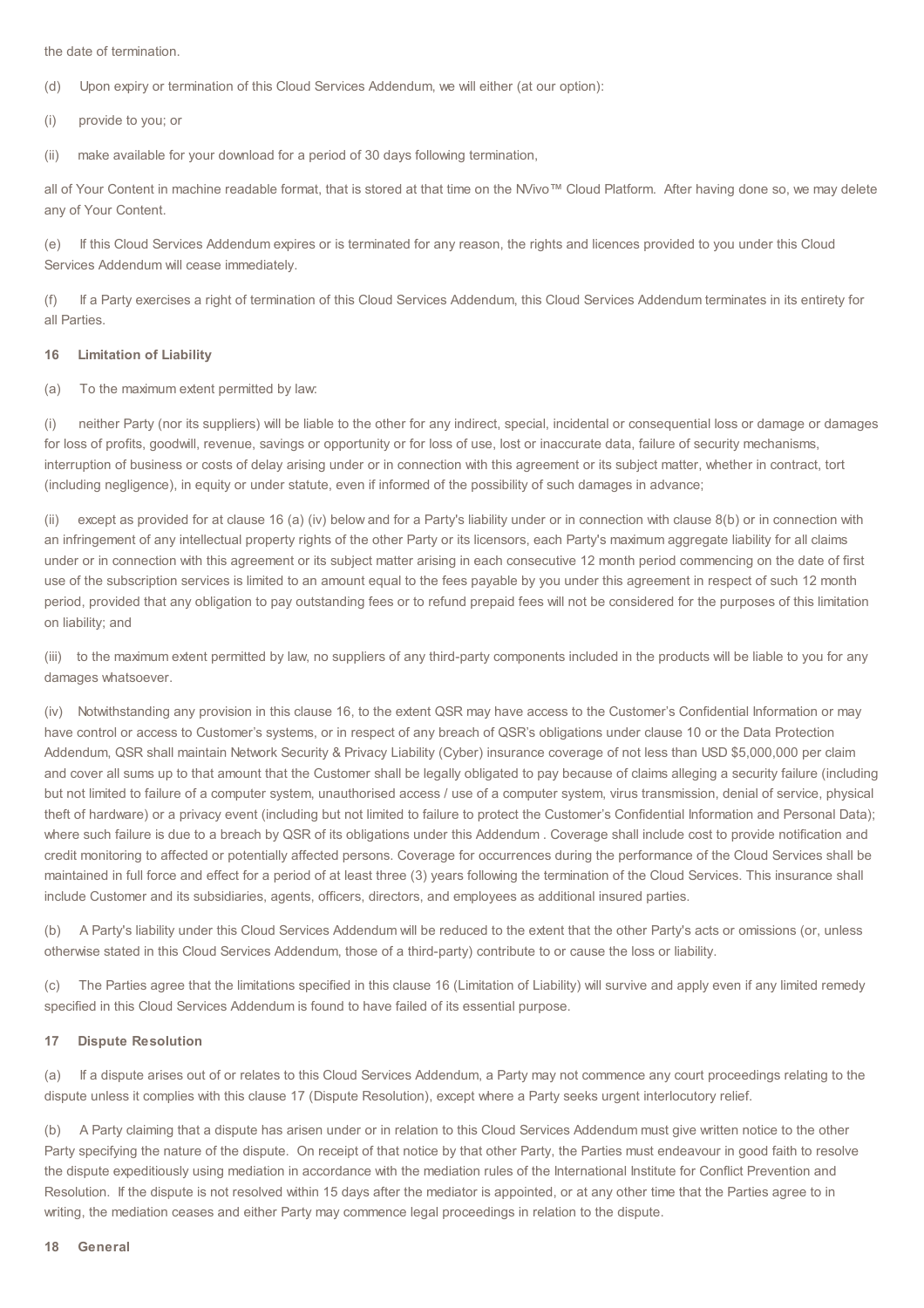the date of termination.

(d) Upon expiry or termination of this Cloud Services Addendum, we will either (at our option):

(i) provide to you; or

(ii) make available for your download for a period of 30 days following termination,

all of Your Content in machine readable format, that is stored at that time on the NVivo™ Cloud Platform. After having done so, we may delete any of Your Content.

(e) If this Cloud Services Addendum expires or is terminated for any reason, the rights and licences provided to you under this Cloud Services Addendum will cease immediately.

(f) If a Party exercises a right of termination of this Cloud Services Addendum, this Cloud Services Addendum terminates in its entirety for all Parties.

**16 Limitation of Liability**

(a) To the maximum extent permitted by law:

(i) neither Party (nor its suppliers) will be liable to the other for any indirect, special, incidental or consequential loss or damage or damages for loss of profits, goodwill, revenue, savings or opportunity or for loss of use, lost or inaccurate data, failure of security mechanisms, interruption of business or costs of delay arising under or in connection with this agreement or its subject matter, whether in contract, tort (including negligence), in equity or under statute, even if informed of the possibility of such damages in advance;

(ii) except as provided for at clause 16 (a) (iv) below and for a Party's liability under or in connection with clause 8(b) or in connection with an infringement of any intellectual property rights of the other Party or its licensors, each Party's maximum aggregate liability for all claims under or in connection with this agreement or its subject matter arising in each consecutive 12 month period commencing on the date of first use of the subscription services is limited to an amount equal to the fees payable by you under this agreement in respect of such 12 month period, provided that any obligation to pay outstanding fees or to refund prepaid fees will not be considered for the purposes of this limitation on liability; and

(iii) to the maximum extent permitted by law, no suppliers of any third-party components included in the products will be liable to you for any damages whatsoever.

(iv) Notwithstanding any provision in this clause 16, to the extent QSR may have access to the Customer's Confidential Information or may have control or access to Customer's systems, or in respect of any breach of QSR's obligations under clause 10 or the Data Protection Addendum, QSR shall maintain Network Security & Privacy Liability (Cyber) insurance coverage of not less than USD $5,000,000 per claim and cover all sums up to that amount that the Customer shall be legally obligated to pay because of claims alleging a security failure (including but not limited to failure of a computer system, unauthorised access / use of a computer system, virus transmission, denial of service, physical theft of hardware) or a privacy event (including but not limited to failure to protect the Customer's Confidential Information and Personal Data); where such failure is due to a breach by QSR of its obligations under this Addendum . Coverage shall include cost to provide notification and credit monitoring to affected or potentially affected persons. Coverage for occurrences during the performance of the Cloud Services shall be maintained in full force and effect for a period of at least three (3) years following the termination of the Cloud Services. This insurance shall include Customer and its subsidiaries, agents, officers, directors, and employees as additional insured parties.

(b) A Party's liability under this Cloud Services Addendum will be reduced to the extent that the other Party's acts or omissions (or, unless otherwise stated in this Cloud Services Addendum, those of a third-party) contribute to or cause the loss or liability.

(c) The Parties agree that the limitations specified in this clause 16 (Limitation of Liability) will survive and apply even if any limited remedy specified in this Cloud Services Addendum is found to have failed of its essential purpose.

**17 Dispute Resolution**

(a) If a dispute arises out of or relates to this Cloud Services Addendum, a Party may not commence any court proceedings relating to the dispute unless it complies with this clause 17 (Dispute Resolution), except where a Party seeks urgent interlocutory relief.

(b) A Party claiming that a dispute has arisen under or in relation to this Cloud Services Addendum must give written notice to the other Party specifying the nature of the dispute. On receipt of that notice by that other Party, the Parties must endeavour in good faith to resolve the dispute expeditiously using mediation in accordance with the mediation rules of the International Institute for Conflict Prevention and Resolution. If the dispute is not resolved within 15 days after the mediator is appointed, or at any other time that the Parties agree to in writing, the mediation ceases and either Party may commence legal proceedings in relation to the dispute.

**18 General**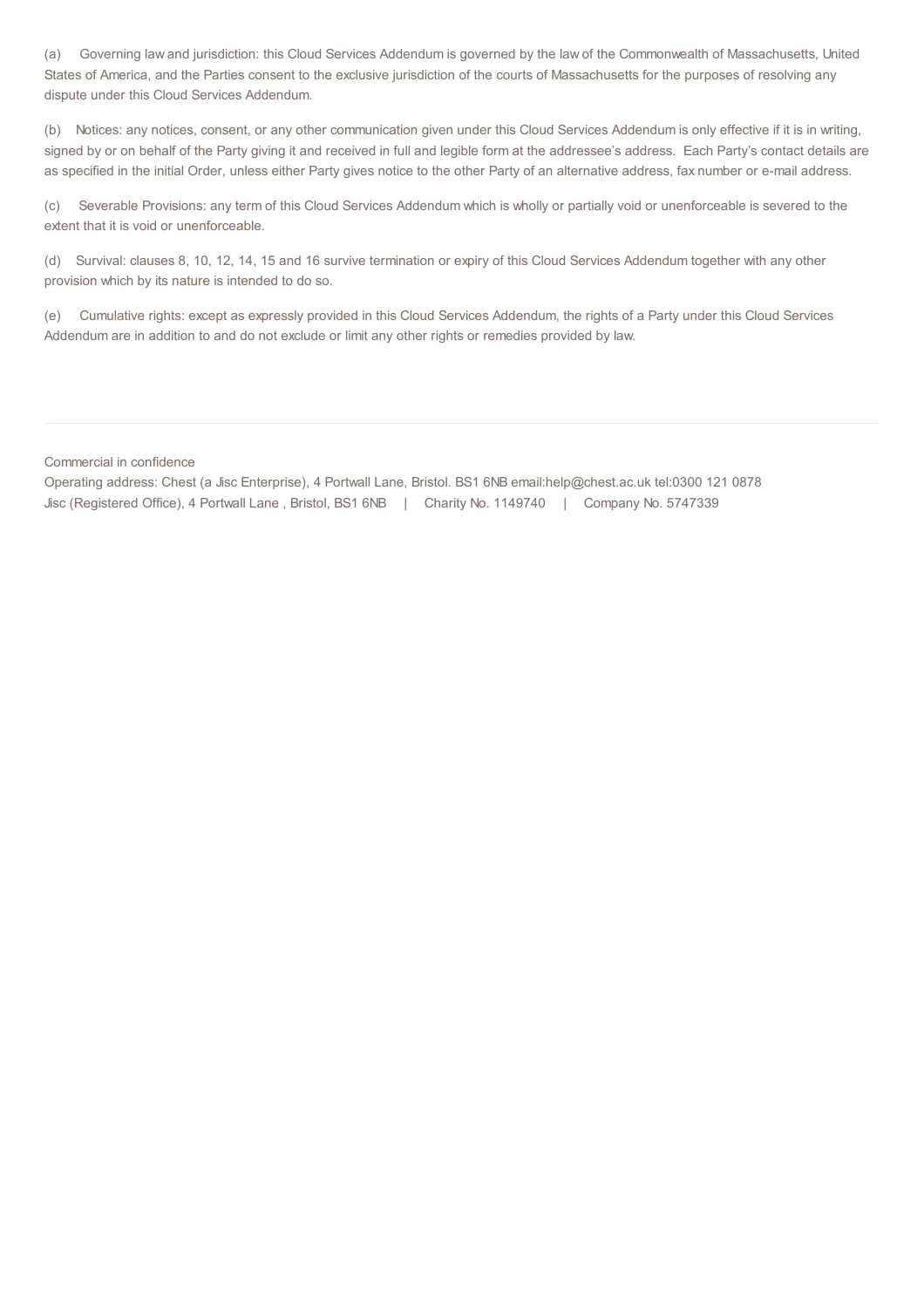(a) Governing law and jurisdiction: this Cloud Services Addendum is governed by the law of the Commonwealth of Massachusetts, United States of America, and the Parties consent to the exclusive jurisdiction of the courts of Massachusetts for the purposes of resolving any dispute under this Cloud Services Addendum.

(b) Notices: any notices, consent, or any other communication given under this Cloud Services Addendum is only effective if it is in writing, signed by or on behalf of the Party giving it and received in full and legible form at the addressee's address. Each Party's contact details are as specified in the initial Order, unless either Party gives notice to the other Party of an alternative address, fax number or e-mail address.

(c) Severable Provisions: any term of this Cloud Services Addendum which is wholly or partially void or unenforceable is severed to the extent that it is void or unenforceable.

(d) Survival: clauses 8, 10, 12, 14, 15 and 16 survive termination or expiry of this Cloud Services Addendum together with any other provision which by its nature is intended to do so.

(e) Cumulative rights: except as expressly provided in this Cloud Services Addendum, the rights of a Party under this Cloud Services Addendum are in addition to and do not exclude or limit any other rights or remedies provided by law.